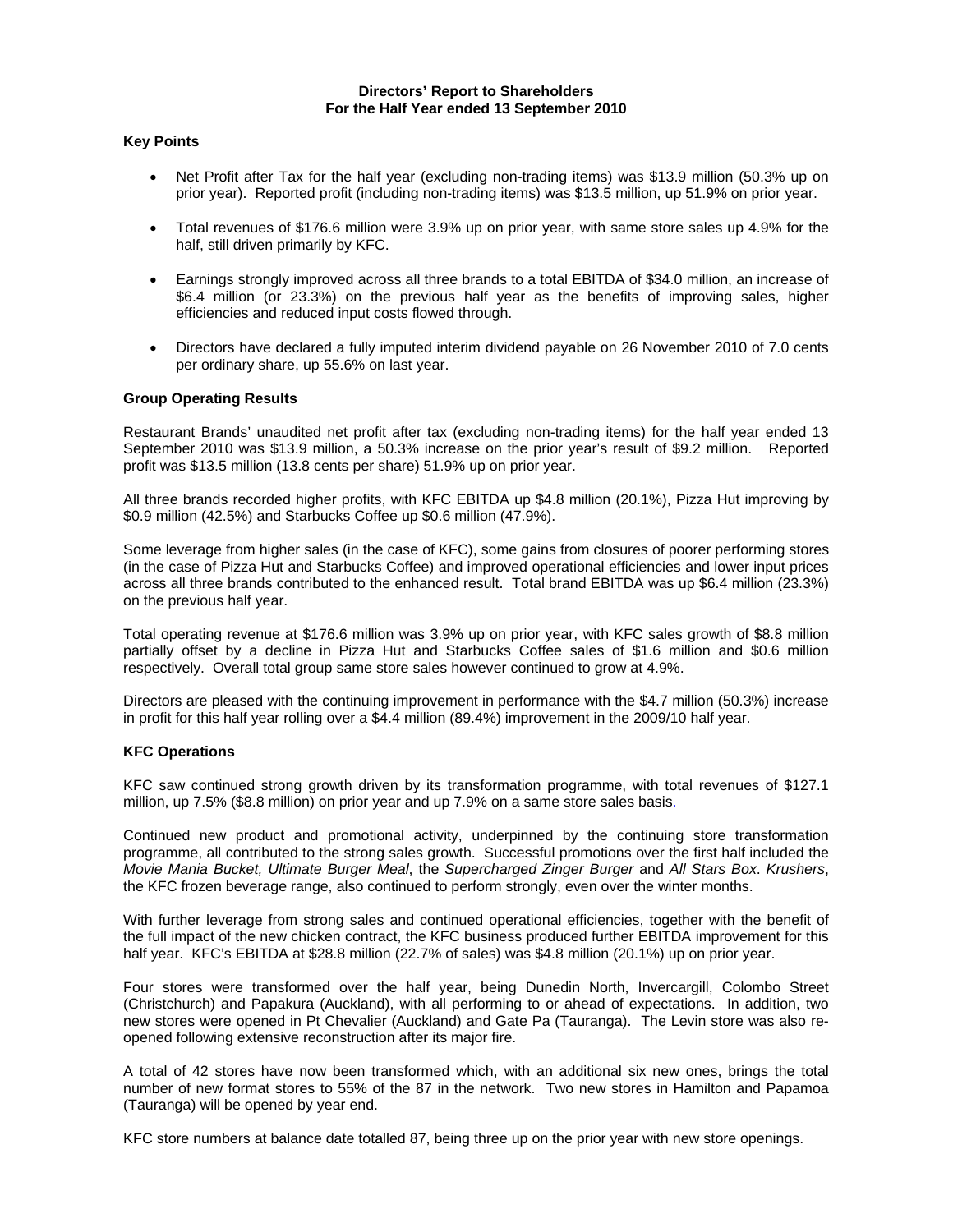**Directors' Report to Shareholders**
**For the Half Year ended 13 September 2010**

**Key Points**

- Net Profit after Tax for the half year (excluding non-trading items) was $13.9 million (50.3% up on prior year). Reported profit (including non-trading items) was $13.5 million, up 51.9% on prior year.
- Total revenues of $176.6 million were 3.9% up on prior year, with same store sales up 4.9% for the half, still driven primarily by KFC.
- Earnings strongly improved across all three brands to a total EBITDA of $34.0 million, an increase of $6.4 million (or 23.3%) on the previous half year as the benefits of improving sales, higher efficiencies and reduced input costs flowed through.
- Directors have declared a fully imputed interim dividend payable on 26 November 2010 of 7.0 cents per ordinary share, up 55.6% on last year.

**Group Operating Results**

Restaurant Brands' unaudited net profit after tax (excluding non-trading items) for the half year ended 13 September 2010 was $13.9 million, a 50.3% increase on the prior year's result of $9.2 million. Reported profit was $13.5 million (13.8 cents per share) 51.9% up on prior year.

All three brands recorded higher profits, with KFC EBITDA up $4.8 million (20.1%), Pizza Hut improving by $0.9 million (42.5%) and Starbucks Coffee up $0.6 million (47.9%).

Some leverage from higher sales (in the case of KFC), some gains from closures of poorer performing stores (in the case of Pizza Hut and Starbucks Coffee) and improved operational efficiencies and lower input prices across all three brands contributed to the enhanced result. Total brand EBITDA was up $6.4 million (23.3%) on the previous half year.

Total operating revenue at $176.6 million was 3.9% up on prior year, with KFC sales growth of $8.8 million partially offset by a decline in Pizza Hut and Starbucks Coffee sales of $1.6 million and $0.6 million respectively. Overall total group same store sales however continued to grow at 4.9%.

Directors are pleased with the continuing improvement in performance with the $4.7 million (50.3%) increase in profit for this half year rolling over a $4.4 million (89.4%) improvement in the 2009/10 half year.

**KFC Operations**

KFC saw continued strong growth driven by its transformation programme, with total revenues of $127.1 million, up 7.5% ($8.8 million) on prior year and up 7.9% on a same store sales basis.

Continued new product and promotional activity, underpinned by the continuing store transformation programme, all contributed to the strong sales growth. Successful promotions over the first half included the *Movie Mania Bucket, Ultimate Burger Meal*, the *Supercharged Zinger Burger* and *All Stars Box. Krushers*, the KFC frozen beverage range, also continued to perform strongly, even over the winter months.

With further leverage from strong sales and continued operational efficiencies, together with the benefit of the full impact of the new chicken contract, the KFC business produced further EBITDA improvement for this half year. KFC's EBITDA at $28.8 million (22.7% of sales) was $4.8 million (20.1%) up on prior year.

Four stores were transformed over the half year, being Dunedin North, Invercargill, Colombo Street (Christchurch) and Papakura (Auckland), with all performing to or ahead of expectations. In addition, two new stores were opened in Pt Chevalier (Auckland) and Gate Pa (Tauranga). The Levin store was also re-opened following extensive reconstruction after its major fire.

A total of 42 stores have now been transformed which, with an additional six new ones, brings the total number of new format stores to 55% of the 87 in the network. Two new stores in Hamilton and Papamoa (Tauranga) will be opened by year end.

KFC store numbers at balance date totalled 87, being three up on the prior year with new store openings.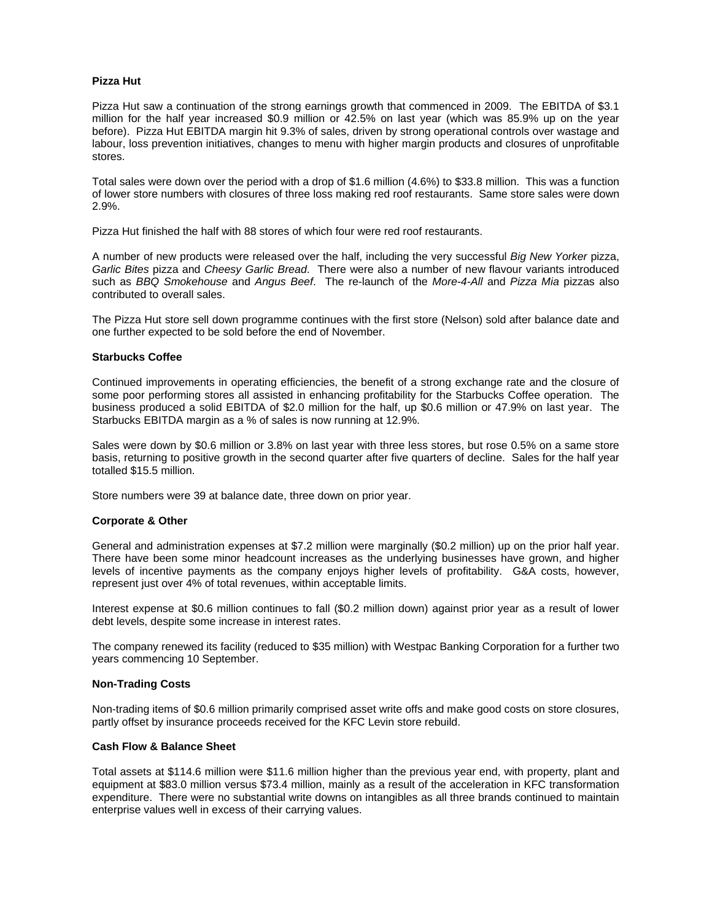**Pizza Hut**

Pizza Hut saw a continuation of the strong earnings growth that commenced in 2009. The EBITDA of $3.1 million for the half year increased $0.9 million or 42.5% on last year (which was 85.9% up on the year before). Pizza Hut EBITDA margin hit 9.3% of sales, driven by strong operational controls over wastage and labour, loss prevention initiatives, changes to menu with higher margin products and closures of unprofitable stores.

Total sales were down over the period with a drop of $1.6 million (4.6%) to $33.8 million. This was a function of lower store numbers with closures of three loss making red roof restaurants. Same store sales were down 2.9%.

Pizza Hut finished the half with 88 stores of which four were red roof restaurants.

A number of new products were released over the half, including the very successful *Big New Yorker* pizza, *Garlic Bites* pizza and *Cheesy Garlic Bread*. There were also a number of new flavour variants introduced such as *BBQ Smokehouse* and *Angus Beef*. The re-launch of the *More-4-All* and *Pizza Mia* pizzas also contributed to overall sales.

The Pizza Hut store sell down programme continues with the first store (Nelson) sold after balance date and one further expected to be sold before the end of November.

**Starbucks Coffee**

Continued improvements in operating efficiencies, the benefit of a strong exchange rate and the closure of some poor performing stores all assisted in enhancing profitability for the Starbucks Coffee operation. The business produced a solid EBITDA of $2.0 million for the half, up $0.6 million or 47.9% on last year. The Starbucks EBITDA margin as a % of sales is now running at 12.9%.

Sales were down by $0.6 million or 3.8% on last year with three less stores, but rose 0.5% on a same store basis, returning to positive growth in the second quarter after five quarters of decline. Sales for the half year totalled $15.5 million.

Store numbers were 39 at balance date, three down on prior year.

**Corporate & Other**

General and administration expenses at $7.2 million were marginally ($0.2 million) up on the prior half year. There have been some minor headcount increases as the underlying businesses have grown, and higher levels of incentive payments as the company enjoys higher levels of profitability. G&A costs, however, represent just over 4% of total revenues, within acceptable limits.

Interest expense at $0.6 million continues to fall ($0.2 million down) against prior year as a result of lower debt levels, despite some increase in interest rates.

The company renewed its facility (reduced to $35 million) with Westpac Banking Corporation for a further two years commencing 10 September.

**Non-Trading Costs**

Non-trading items of $0.6 million primarily comprised asset write offs and make good costs on store closures, partly offset by insurance proceeds received for the KFC Levin store rebuild.

**Cash Flow & Balance Sheet**

Total assets at $114.6 million were $11.6 million higher than the previous year end, with property, plant and equipment at $83.0 million versus $73.4 million, mainly as a result of the acceleration in KFC transformation expenditure. There were no substantial write downs on intangibles as all three brands continued to maintain enterprise values well in excess of their carrying values.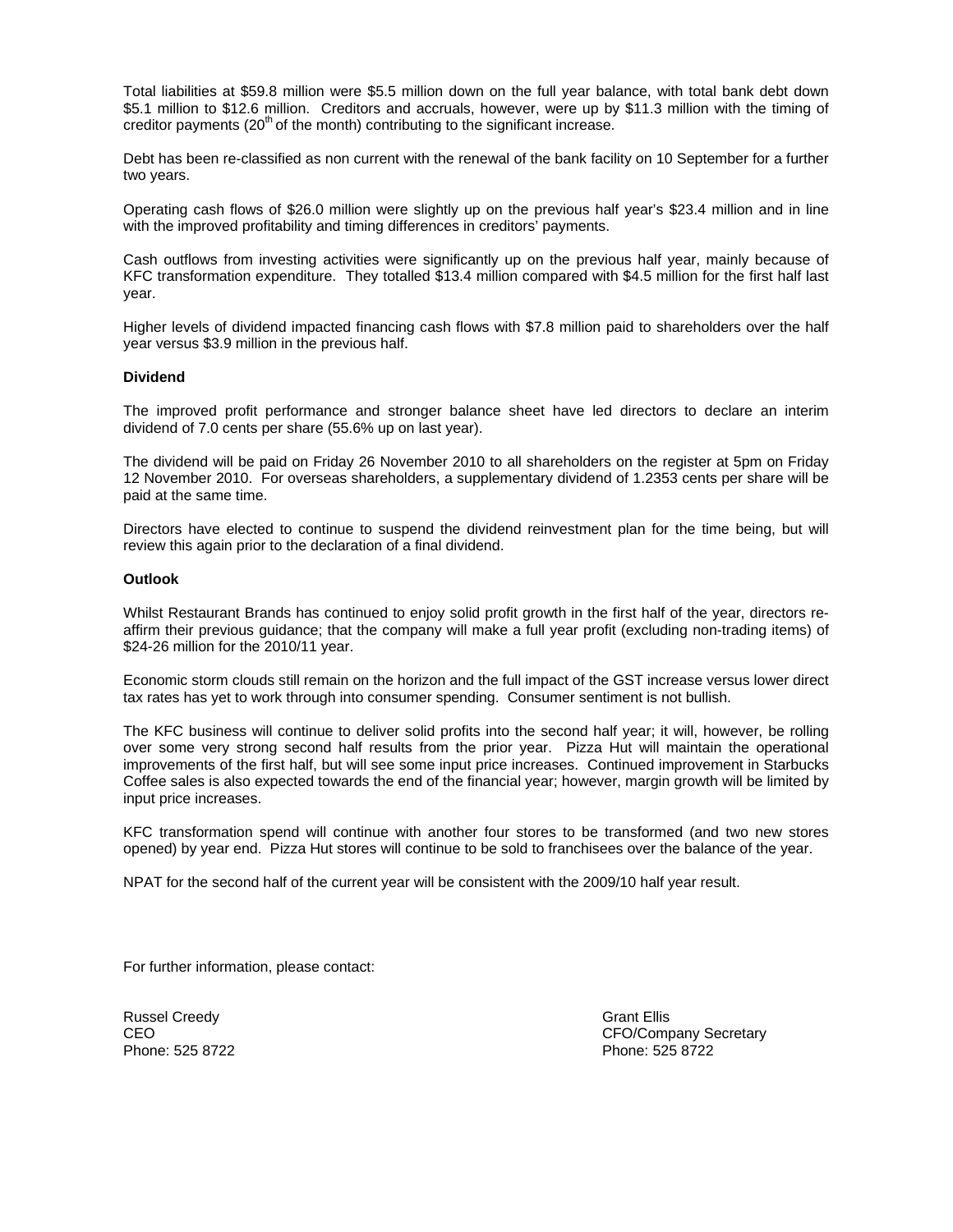Total liabilities at $59.8 million were $5.5 million down on the full year balance, with total bank debt down $5.1 million to $12.6 million. Creditors and accruals, however, were up by $11.3 million with the timing of creditor payments (20th of the month) contributing to the significant increase.

Debt has been re-classified as non current with the renewal of the bank facility on 10 September for a further two years.

Operating cash flows of $26.0 million were slightly up on the previous half year's $23.4 million and in line with the improved profitability and timing differences in creditors' payments.

Cash outflows from investing activities were significantly up on the previous half year, mainly because of KFC transformation expenditure. They totalled $13.4 million compared with $4.5 million for the first half last year.

Higher levels of dividend impacted financing cash flows with $7.8 million paid to shareholders over the half year versus $3.9 million in the previous half.

**Dividend**

The improved profit performance and stronger balance sheet have led directors to declare an interim dividend of 7.0 cents per share (55.6% up on last year).

The dividend will be paid on Friday 26 November 2010 to all shareholders on the register at 5pm on Friday 12 November 2010. For overseas shareholders, a supplementary dividend of 1.2353 cents per share will be paid at the same time.

Directors have elected to continue to suspend the dividend reinvestment plan for the time being, but will review this again prior to the declaration of a final dividend.

**Outlook**

Whilst Restaurant Brands has continued to enjoy solid profit growth in the first half of the year, directors re-affirm their previous guidance; that the company will make a full year profit (excluding non-trading items) of $24-26 million for the 2010/11 year.

Economic storm clouds still remain on the horizon and the full impact of the GST increase versus lower direct tax rates has yet to work through into consumer spending. Consumer sentiment is not bullish.

The KFC business will continue to deliver solid profits into the second half year; it will, however, be rolling over some very strong second half results from the prior year. Pizza Hut will maintain the operational improvements of the first half, but will see some input price increases. Continued improvement in Starbucks Coffee sales is also expected towards the end of the financial year; however, margin growth will be limited by input price increases.

KFC transformation spend will continue with another four stores to be transformed (and two new stores opened) by year end. Pizza Hut stores will continue to be sold to franchisees over the balance of the year.

NPAT for the second half of the current year will be consistent with the 2009/10 half year result.

For further information, please contact:

Russel Creedy
CEO
Phone: 525 8722

Grant Ellis
CFO/Company Secretary
Phone: 525 8722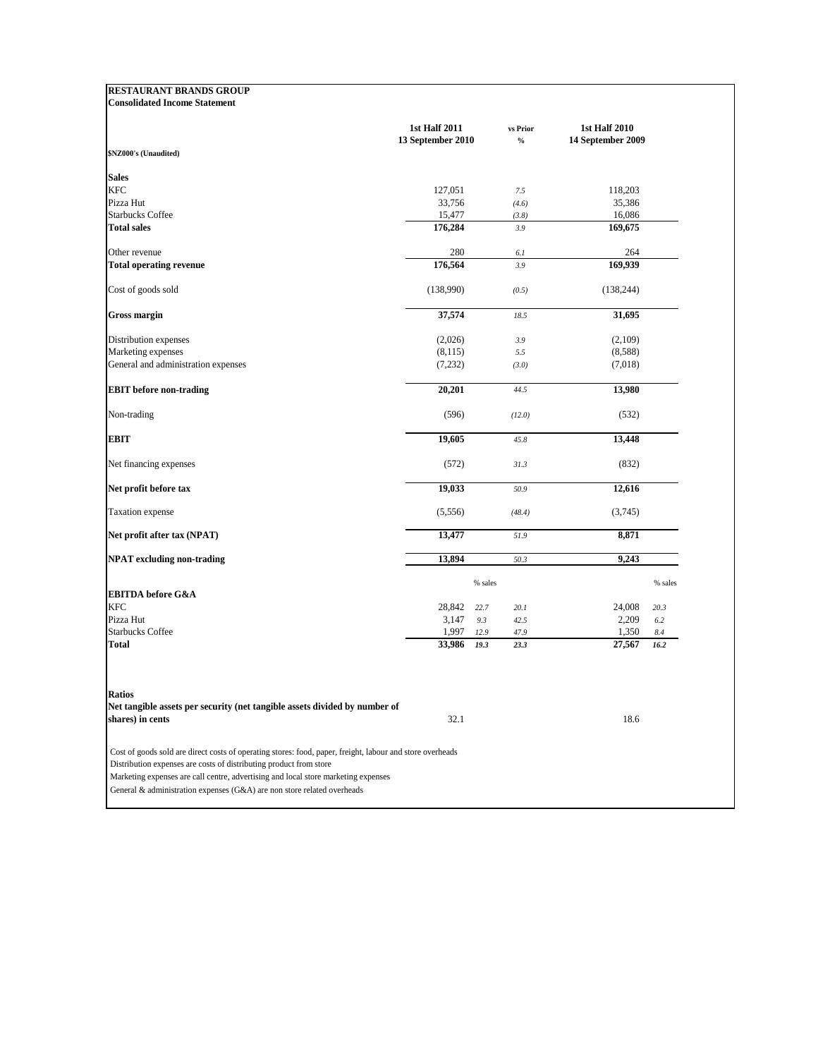**RESTAURANT BRANDS GROUP**
**Consolidated Income Statement**

| $NZ000's (Unaudited) | 1st Half 2011 13 September 2010 | | vs Prior % | 1st Half 2010 14 September 2009 | |
|---|---|---|---|---|---|
| **Sales** | | | | | |
| KFC | 127,051 | | 7.5 | 118,203 | |
| Pizza Hut | 33,756 | | (4.6) | 35,386 | |
| Starbucks Coffee | 15,477 | | (3.8) | 16,086 | |
| **Total sales** | **176,284** | | 3.9 | **169,675** | |
| Other revenue | 280 | | 6.1 | 264 | |
| **Total operating revenue** | **176,564** | | 3.9 | **169,939** | |
| Cost of goods sold | (138,990) | | (0.5) | (138,244) | |
| **Gross margin** | **37,574** | | 18.5 | **31,695** | |
| Distribution expenses | (2,026) | | 3.9 | (2,109) | |
| Marketing expenses | (8,115) | | 5.5 | (8,588) | |
| General and administration expenses | (7,232) | | (3.0) | (7,018) | |
| **EBIT before non-trading** | **20,201** | | 44.5 | **13,980** | |
| Non-trading | (596) | | (12.0) | (532) | |
| **EBIT** | **19,605** | | 45.8 | **13,448** | |
| Net financing expenses | (572) | | 31.3 | (832) | |
| **Net profit before tax** | **19,033** | | 50.9 | **12,616** | |
| Taxation expense | (5,556) | | (48.4) | (3,745) | |
| **Net profit after tax (NPAT)** | **13,477** | | 51.9 | **8,871** | |
| **NPAT excluding non-trading** | **13,894** | | 50.3 | **9,243** | |
| | | % sales | | | % sales |
| **EBITDA before G&A** | | | | | |
| KFC | 28,842 | 22.7 | 20.1 | 24,008 | 20.3 |
| Pizza Hut | 3,147 | 9.3 | 42.5 | 2,209 | 6.2 |
| Starbucks Coffee | 1,997 | 12.9 | 47.9 | 1,350 | 8.4 |
| **Total** | **33,986** | **19.3** | **23.3** | **27,567** | **16.2** |
| **Ratios** | | | | | |
| **Net tangible assets per security (net tangible assets divided by number of shares) in cents** | 32.1 | | | 18.6 | |

Cost of goods sold are direct costs of operating stores: food, paper, freight, labour and store overheads
Distribution expenses are costs of distributing product from store
Marketing expenses are call centre, advertising and local store marketing expenses
General & administration expenses (G&A) are non store related overheads